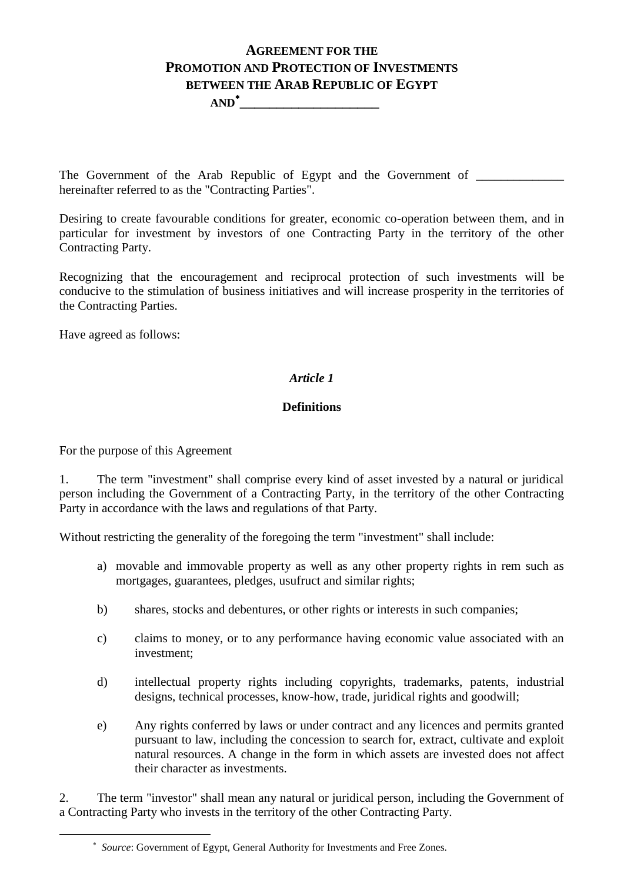# AGREEMENT FOR THE PROMOTION AND PROTECTION OF INVESTMENTS BETWEEN THE ARAB REPUBLIC OF EGYPT AND* ______________________

The Government of the Arab Republic of Egypt and the Government of ______________ hereinafter referred to as the "Contracting Parties".

Desiring to create favourable conditions for greater, economic co-operation between them, and in particular for investment by investors of one Contracting Party in the territory of the other Contracting Party.

Recognizing that the encouragement and reciprocal protection of such investments will be conducive to the stimulation of business initiatives and will increase prosperity in the territories of the Contracting Parties.

Have agreed as follows:

## *Article 1*

### Definitions

For the purpose of this Agreement

1. The term "investment" shall comprise every kind of asset invested by a natural or juridical person including the Government of a Contracting Party, in the territory of the other Contracting Party in accordance with the laws and regulations of that Party.

Without restricting the generality of the foregoing the term "investment" shall include:

a) movable and immovable property as well as any other property rights in rem such as mortgages, guarantees, pledges, usufruct and similar rights;

b) shares, stocks and debentures, or other rights or interests in such companies;

c) claims to money, or to any performance having economic value associated with an investment;

d) intellectual property rights including copyrights, trademarks, patents, industrial designs, technical processes, know-how, trade, juridical rights and goodwill;

e) Any rights conferred by laws or under contract and any licences and permits granted pursuant to law, including the concession to search for, extract, cultivate and exploit natural resources. A change in the form in which assets are invested does not affect their character as investments.

2. The term "investor" shall mean any natural or juridical person, including the Government of a Contracting Party who invests in the territory of the other Contracting Party.

---

\* *Source*: Government of Egypt, General Authority for Investments and Free Zones.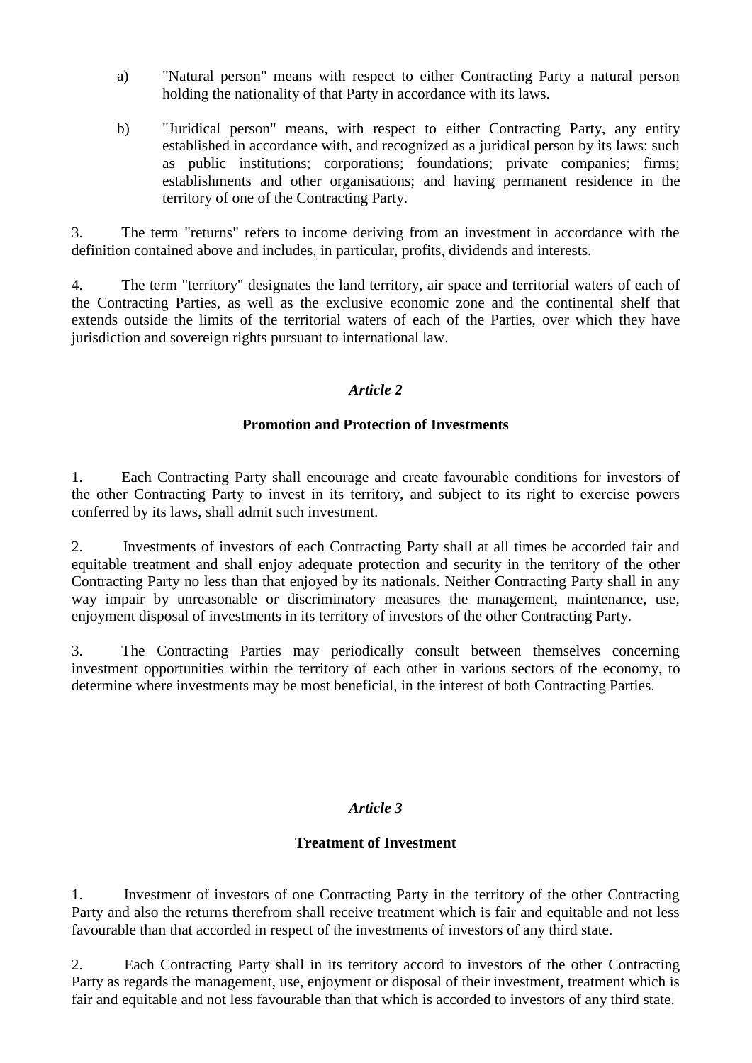a) "Natural person" means with respect to either Contracting Party a natural person holding the nationality of that Party in accordance with its laws.

b) "Juridical person" means, with respect to either Contracting Party, any entity established in accordance with, and recognized as a juridical person by its laws: such as public institutions; corporations; foundations; private companies; firms; establishments and other organisations; and having permanent residence in the territory of one of the Contracting Party.

3. The term "returns" refers to income deriving from an investment in accordance with the definition contained above and includes, in particular, profits, dividends and interests.

4. The term "territory" designates the land territory, air space and territorial waters of each of the Contracting Parties, as well as the exclusive economic zone and the continental shelf that extends outside the limits of the territorial waters of each of the Parties, over which they have jurisdiction and sovereign rights pursuant to international law.

### *Article 2*

### Promotion and Protection of Investments

1. Each Contracting Party shall encourage and create favourable conditions for investors of the other Contracting Party to invest in its territory, and subject to its right to exercise powers conferred by its laws, shall admit such investment.

2. Investments of investors of each Contracting Party shall at all times be accorded fair and equitable treatment and shall enjoy adequate protection and security in the territory of the other Contracting Party no less than that enjoyed by its nationals. Neither Contracting Party shall in any way impair by unreasonable or discriminatory measures the management, maintenance, use, enjoyment disposal of investments in its territory of investors of the other Contracting Party.

3. The Contracting Parties may periodically consult between themselves concerning investment opportunities within the territory of each other in various sectors of the economy, to determine where investments may be most beneficial, in the interest of both Contracting Parties.

### *Article 3*

### Treatment of Investment

1. Investment of investors of one Contracting Party in the territory of the other Contracting Party and also the returns therefrom shall receive treatment which is fair and equitable and not less favourable than that accorded in respect of the investments of investors of any third state.

2. Each Contracting Party shall in its territory accord to investors of the other Contracting Party as regards the management, use, enjoyment or disposal of their investment, treatment which is fair and equitable and not less favourable than that which is accorded to investors of any third state.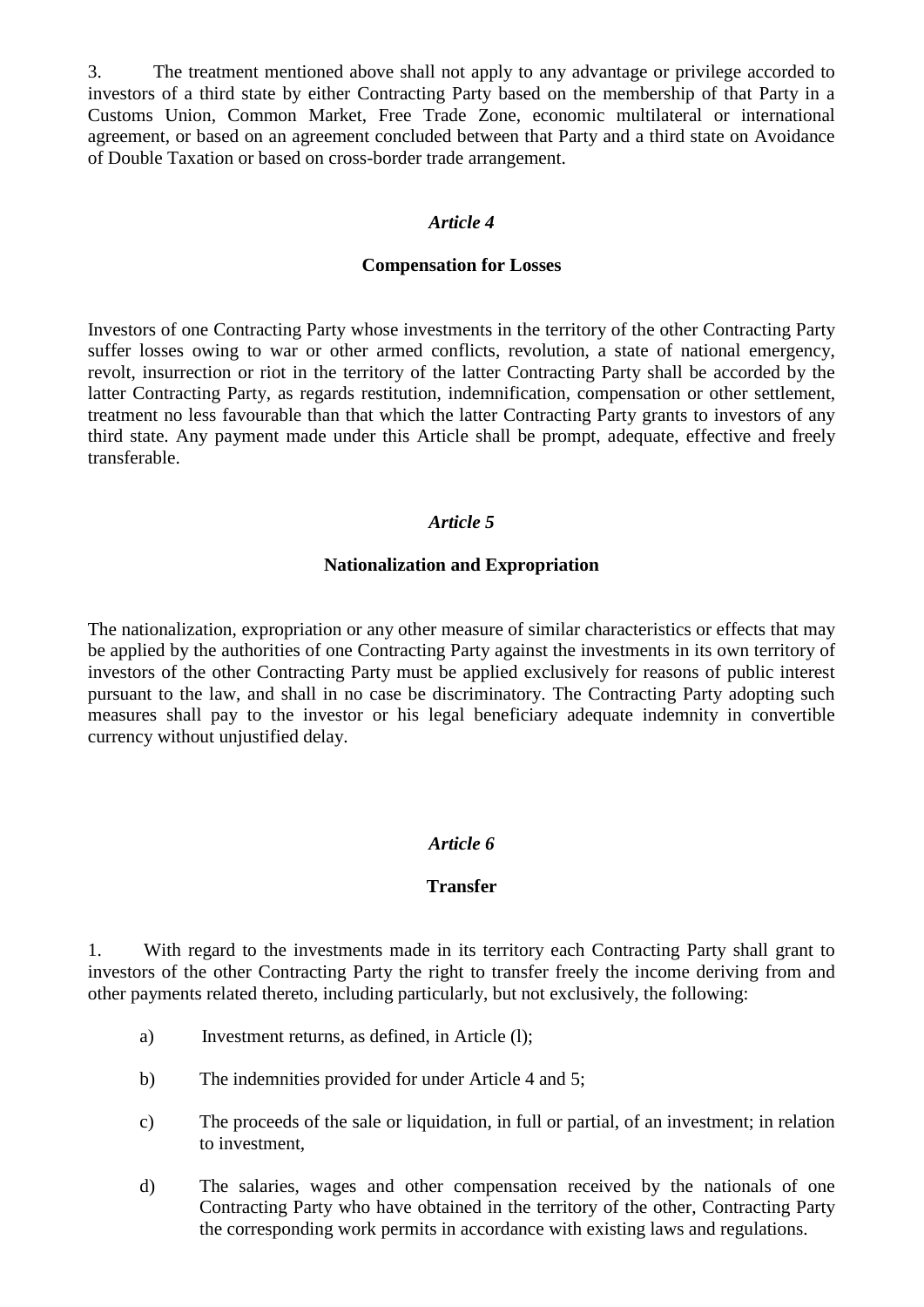3. The treatment mentioned above shall not apply to any advantage or privilege accorded to investors of a third state by either Contracting Party based on the membership of that Party in a Customs Union, Common Market, Free Trade Zone, economic multilateral or international agreement, or based on an agreement concluded between that Party and a third state on Avoidance of Double Taxation or based on cross-border trade arrangement.

### *Article 4*

### **Compensation for Losses**

Investors of one Contracting Party whose investments in the territory of the other Contracting Party suffer losses owing to war or other armed conflicts, revolution, a state of national emergency, revolt, insurrection or riot in the territory of the latter Contracting Party shall be accorded by the latter Contracting Party, as regards restitution, indemnification, compensation or other settlement, treatment no less favourable than that which the latter Contracting Party grants to investors of any third state. Any payment made under this Article shall be prompt, adequate, effective and freely transferable.

### *Article 5*

### **Nationalization and Expropriation**

The nationalization, expropriation or any other measure of similar characteristics or effects that may be applied by the authorities of one Contracting Party against the investments in its own territory of investors of the other Contracting Party must be applied exclusively for reasons of public interest pursuant to the law, and shall in no case be discriminatory. The Contracting Party adopting such measures shall pay to the investor or his legal beneficiary adequate indemnity in convertible currency without unjustified delay.

### *Article 6*

### **Transfer**

1. With regard to the investments made in its territory each Contracting Party shall grant to investors of the other Contracting Party the right to transfer freely the income deriving from and other payments related thereto, including particularly, but not exclusively, the following:

   a) Investment returns, as defined, in Article (l);

   b) The indemnities provided for under Article 4 and 5;

   c) The proceeds of the sale or liquidation, in full or partial, of an investment; in relation to investment,

   d) The salaries, wages and other compensation received by the nationals of one Contracting Party who have obtained in the territory of the other, Contracting Party the corresponding work permits in accordance with existing laws and regulations.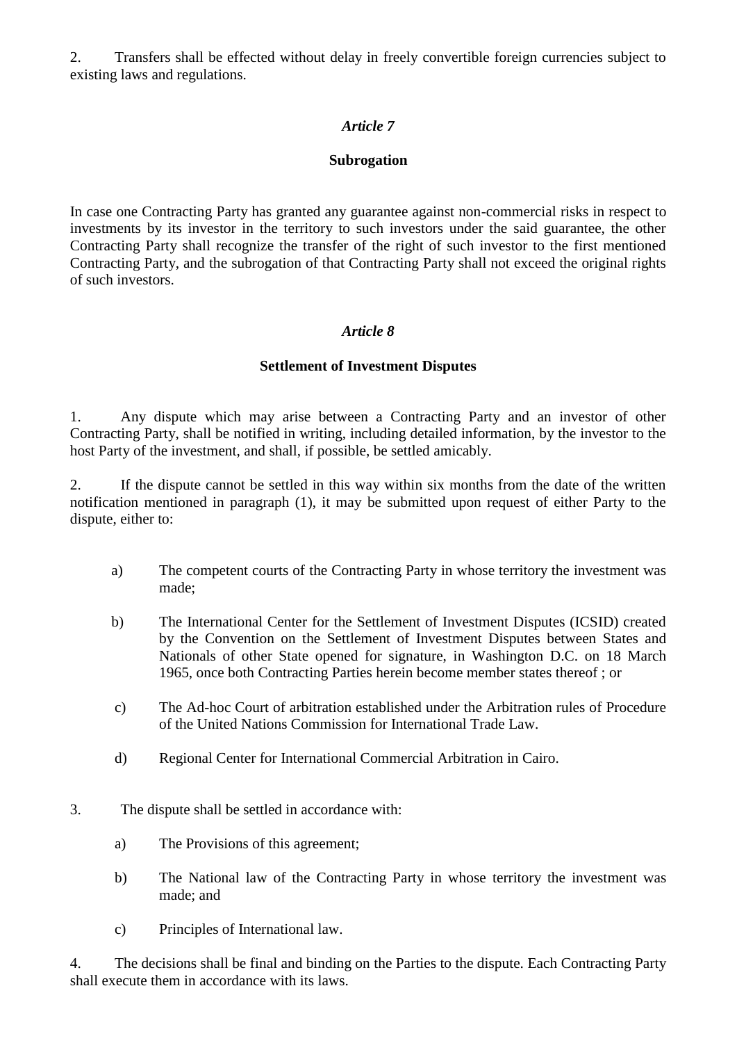2. Transfers shall be effected without delay in freely convertible foreign currencies subject to existing laws and regulations.

### *Article 7*

#### **Subrogation**

In case one Contracting Party has granted any guarantee against non-commercial risks in respect to investments by its investor in the territory to such investors under the said guarantee, the other Contracting Party shall recognize the transfer of the right of such investor to the first mentioned Contracting Party, and the subrogation of that Contracting Party shall not exceed the original rights of such investors.

### *Article 8*

#### **Settlement of Investment Disputes**

1. Any dispute which may arise between a Contracting Party and an investor of other Contracting Party, shall be notified in writing, including detailed information, by the investor to the host Party of the investment, and shall, if possible, be settled amicably.

2. If the dispute cannot be settled in this way within six months from the date of the written notification mentioned in paragraph (1), it may be submitted upon request of either Party to the dispute, either to:

   a) The competent courts of the Contracting Party in whose territory the investment was made;

   b) The International Center for the Settlement of Investment Disputes (ICSID) created by the Convention on the Settlement of Investment Disputes between States and Nationals of other State opened for signature, in Washington D.C. on 18 March 1965, once both Contracting Parties herein become member states thereof ; or

   c) The Ad-hoc Court of arbitration established under the Arbitration rules of Procedure of the United Nations Commission for International Trade Law.

   d) Regional Center for International Commercial Arbitration in Cairo.

3. The dispute shall be settled in accordance with:

   a) The Provisions of this agreement;

   b) The National law of the Contracting Party in whose territory the investment was made; and

   c) Principles of International law.

4. The decisions shall be final and binding on the Parties to the dispute. Each Contracting Party shall execute them in accordance with its laws.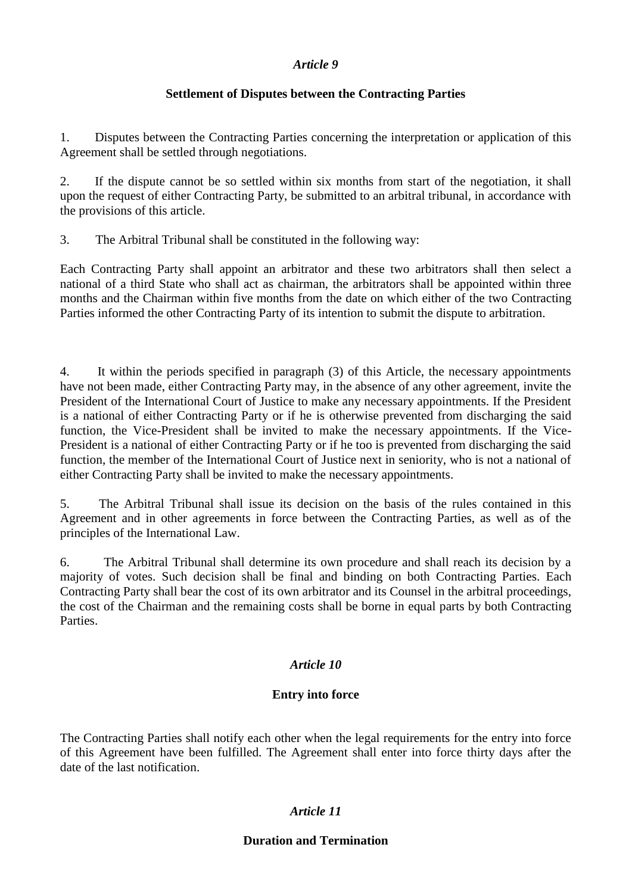*Article 9*

**Settlement of Disputes between the Contracting Parties**

1. Disputes between the Contracting Parties concerning the interpretation or application of this Agreement shall be settled through negotiations.

2. If the dispute cannot be so settled within six months from start of the negotiation, it shall upon the request of either Contracting Party, be submitted to an arbitral tribunal, in accordance with the provisions of this article.

3. The Arbitral Tribunal shall be constituted in the following way:

Each Contracting Party shall appoint an arbitrator and these two arbitrators shall then select a national of a third State who shall act as chairman, the arbitrators shall be appointed within three months and the Chairman within five months from the date on which either of the two Contracting Parties informed the other Contracting Party of its intention to submit the dispute to arbitration.

4. It within the periods specified in paragraph (3) of this Article, the necessary appointments have not been made, either Contracting Party may, in the absence of any other agreement, invite the President of the International Court of Justice to make any necessary appointments. If the President is a national of either Contracting Party or if he is otherwise prevented from discharging the said function, the Vice-President shall be invited to make the necessary appointments. If the Vice-President is a national of either Contracting Party or if he too is prevented from discharging the said function, the member of the International Court of Justice next in seniority, who is not a national of either Contracting Party shall be invited to make the necessary appointments.

5. The Arbitral Tribunal shall issue its decision on the basis of the rules contained in this Agreement and in other agreements in force between the Contracting Parties, as well as of the principles of the International Law.

6. The Arbitral Tribunal shall determine its own procedure and shall reach its decision by a majority of votes. Such decision shall be final and binding on both Contracting Parties. Each Contracting Party shall bear the cost of its own arbitrator and its Counsel in the arbitral proceedings, the cost of the Chairman and the remaining costs shall be borne in equal parts by both Contracting Parties.

*Article 10*

**Entry into force**

The Contracting Parties shall notify each other when the legal requirements for the entry into force of this Agreement have been fulfilled. The Agreement shall enter into force thirty days after the date of the last notification.

*Article 11*

**Duration and Termination**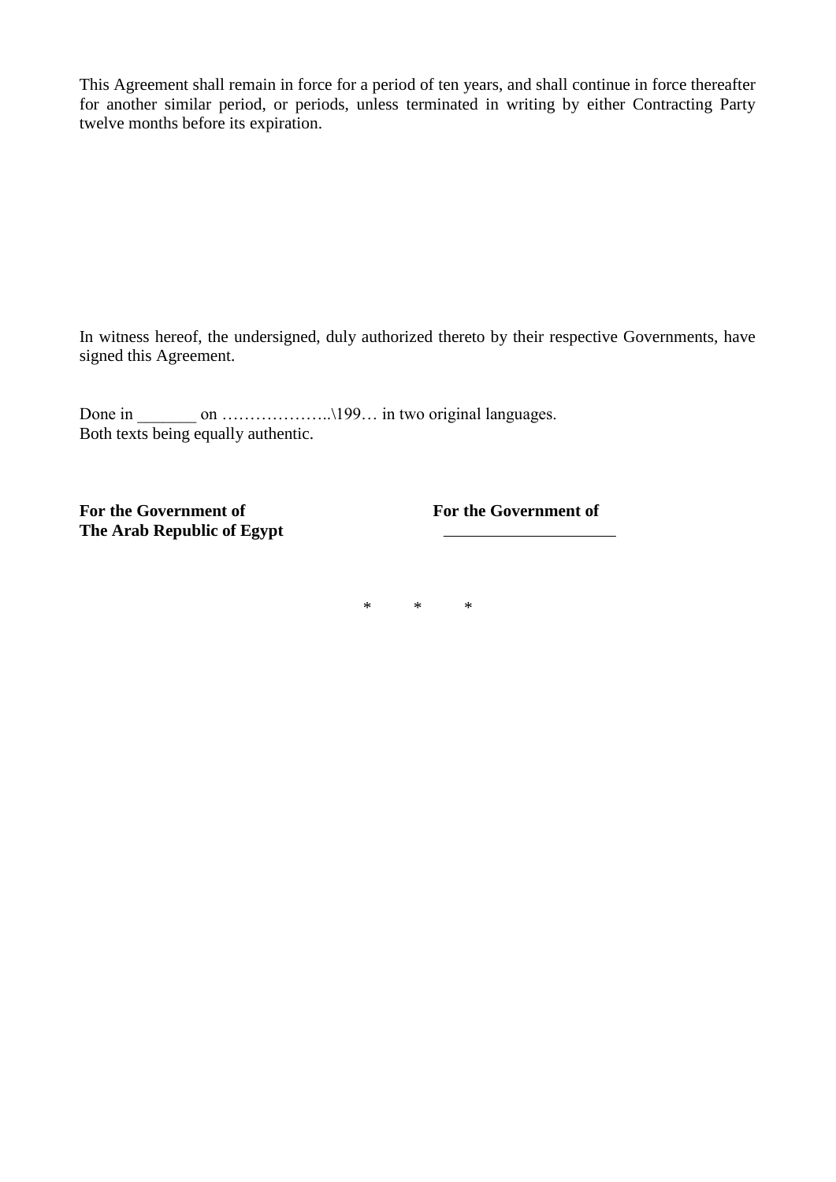This Agreement shall remain in force for a period of ten years, and shall continue in force thereafter for another similar period, or periods, unless terminated in writing by either Contracting Party twelve months before its expiration.

In witness hereof, the undersigned, duly authorized thereto by their respective Governments, have signed this Agreement.

Done in _______ on ………………..\199… in two original languages.
Both texts being equally authentic.

| **For the Government of The Arab Republic of Egypt** | **For the Government of** ____________________ |
|---|---|

\*         \*         \*